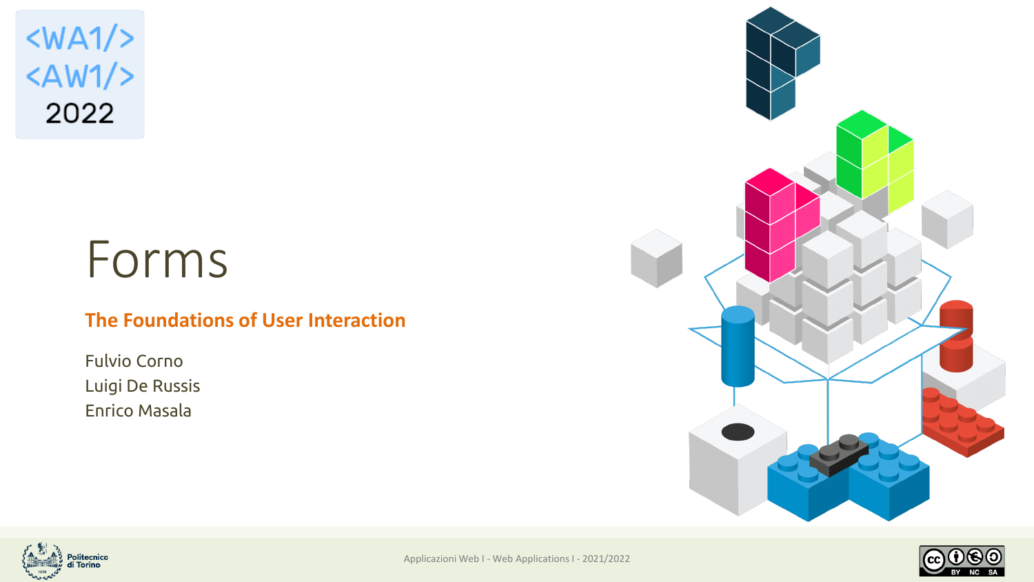<WA1/>
<AW1/>
2022

# Forms

**The Foundations of User Interaction**

Fulvio Corno
Luigi De Russis
Enrico Masala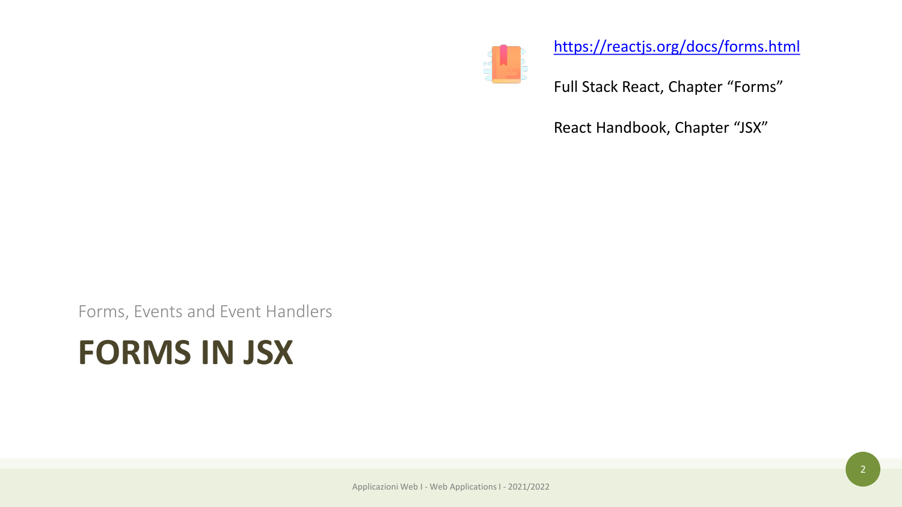https://reactjs.org/docs/forms.html

Full Stack React, Chapter "Forms"

React Handbook, Chapter "JSX"

Forms, Events and Event Handlers

# FORMS IN JSX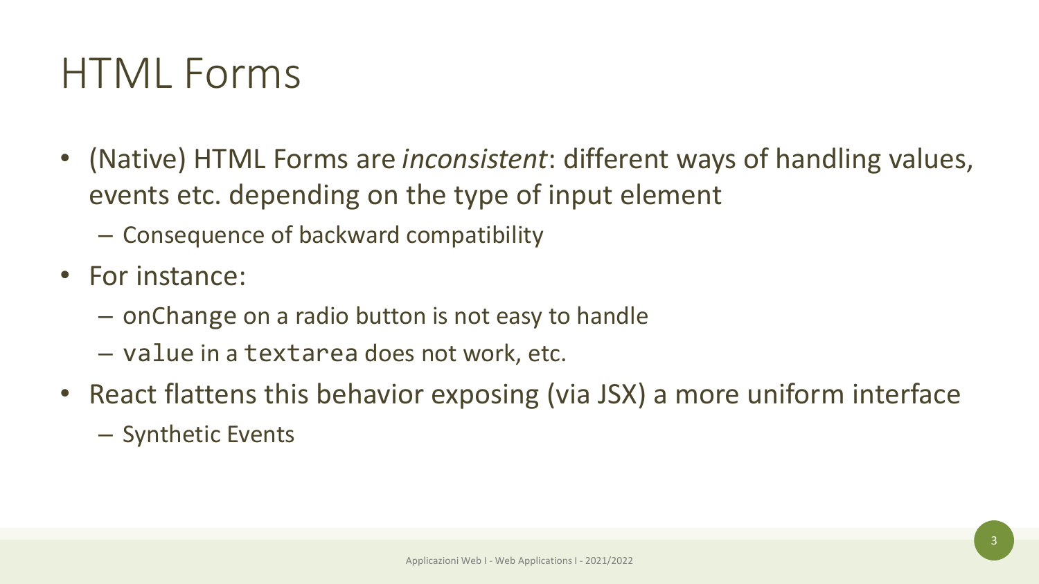# HTML Forms

- (Native) HTML Forms are *inconsistent*: different ways of handling values, events etc. depending on the type of input element
  - Consequence of backward compatibility
- For instance:
  - `onChange` on a radio button is not easy to handle
  - `value` in a `textarea` does not work, etc.
- React flattens this behavior exposing (via JSX) a more uniform interface
  - Synthetic Events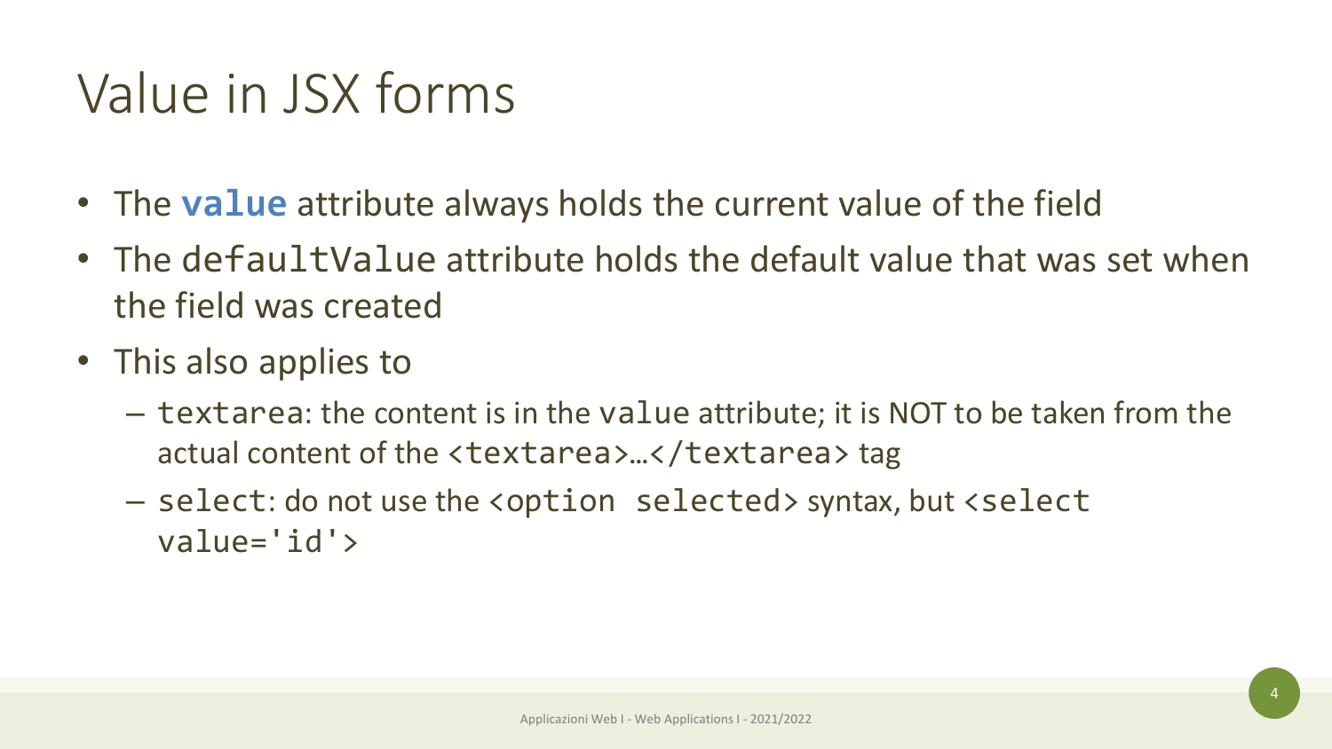# Value in JSX forms

- The **`value`** attribute always holds the current value of the field
- The `defaultValue` attribute holds the default value that was set when the field was created
- This also applies to
  - `textarea`: the content is in the `value` attribute; it is NOT to be taken from the actual content of the `<textarea>…</textarea>` tag
  - `select`: do not use the `<option selected>` syntax, but `<select value='id'>`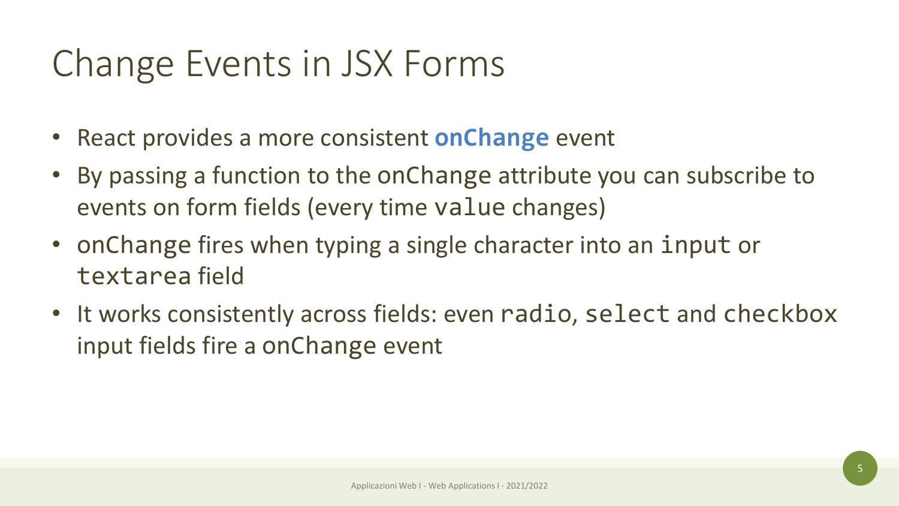# Change Events in JSX Forms

- React provides a more consistent **onChange** event
- By passing a function to the onChange attribute you can subscribe to events on form fields (every time `value` changes)
- onChange fires when typing a single character into an `input` or `textarea` field
- It works consistently across fields: even `radio`, `select` and `checkbox` input fields fire a onChange event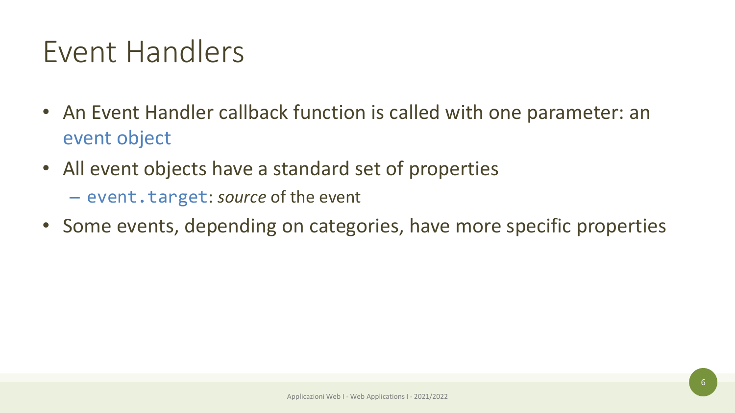# Event Handlers

- An Event Handler callback function is called with one parameter: an event object
- All event objects have a standard set of properties
  - `event.target`: *source* of the event
- Some events, depending on categories, have more specific properties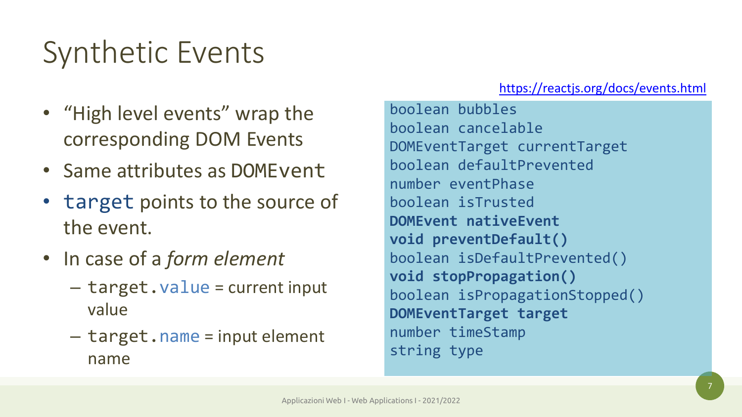# Synthetic Events

- "High level events" wrap the corresponding DOM Events
- Same attributes as `DOMEvent`
- `target` points to the source of the event.
- In case of a *form element*
  - `target.value` = current input value
  - `target.name` = input element name

https://reactjs.org/docs/events.html

```
boolean bubbles
boolean cancelable
DOMEventTarget currentTarget
boolean defaultPrevented
number eventPhase
boolean isTrusted
DOMEvent nativeEvent
void preventDefault()
boolean isDefaultPrevented()
void stopPropagation()
boolean isPropagationStopped()
DOMEventTarget target
number timeStamp
string type
```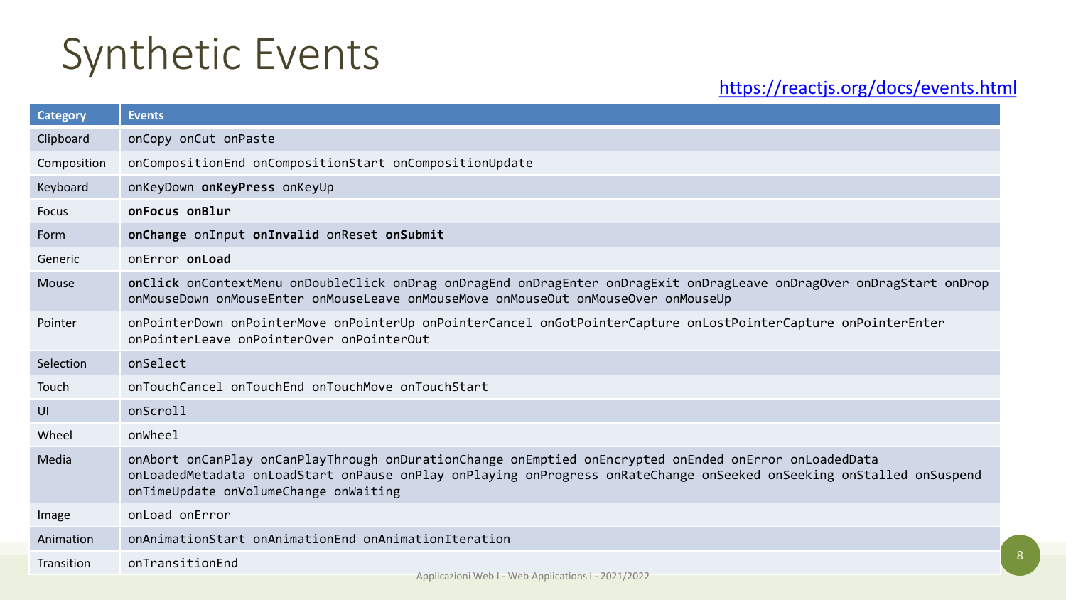# Synthetic Events

https://reactjs.org/docs/events.html

| Category | Events |
| --- | --- |
| Clipboard | onCopy onCut onPaste |
| Composition | onCompositionEnd onCompositionStart onCompositionUpdate |
| Keyboard | onKeyDown **onKeyPress** onKeyUp |
| Focus | **onFocus onBlur** |
| Form | **onChange** onInput **onInvalid** onReset **onSubmit** |
| Generic | onError **onLoad** |
| Mouse | **onClick** onContextMenu onDoubleClick onDrag onDragEnd onDragEnter onDragExit onDragLeave onDragOver onDragStart onDrop onMouseDown onMouseEnter onMouseLeave onMouseMove onMouseOut onMouseOver onMouseUp |
| Pointer | onPointerDown onPointerMove onPointerUp onPointerCancel onGotPointerCapture onLostPointerCapture onPointerEnter onPointerLeave onPointerOver onPointerOut |
| Selection | onSelect |
| Touch | onTouchCancel onTouchEnd onTouchMove onTouchStart |
| UI | onScroll |
| Wheel | onWheel |
| Media | onAbort onCanPlay onCanPlayThrough onDurationChange onEmptied onEncrypted onEnded onError onLoadedData onLoadedMetadata onLoadStart onPause onPlay onPlaying onProgress onRateChange onSeeked onSeeking onStalled onSuspend onTimeUpdate onVolumeChange onWaiting |
| Image | onLoad onError |
| Animation | onAnimationStart onAnimationEnd onAnimationIteration |
| Transition | onTransitionEnd |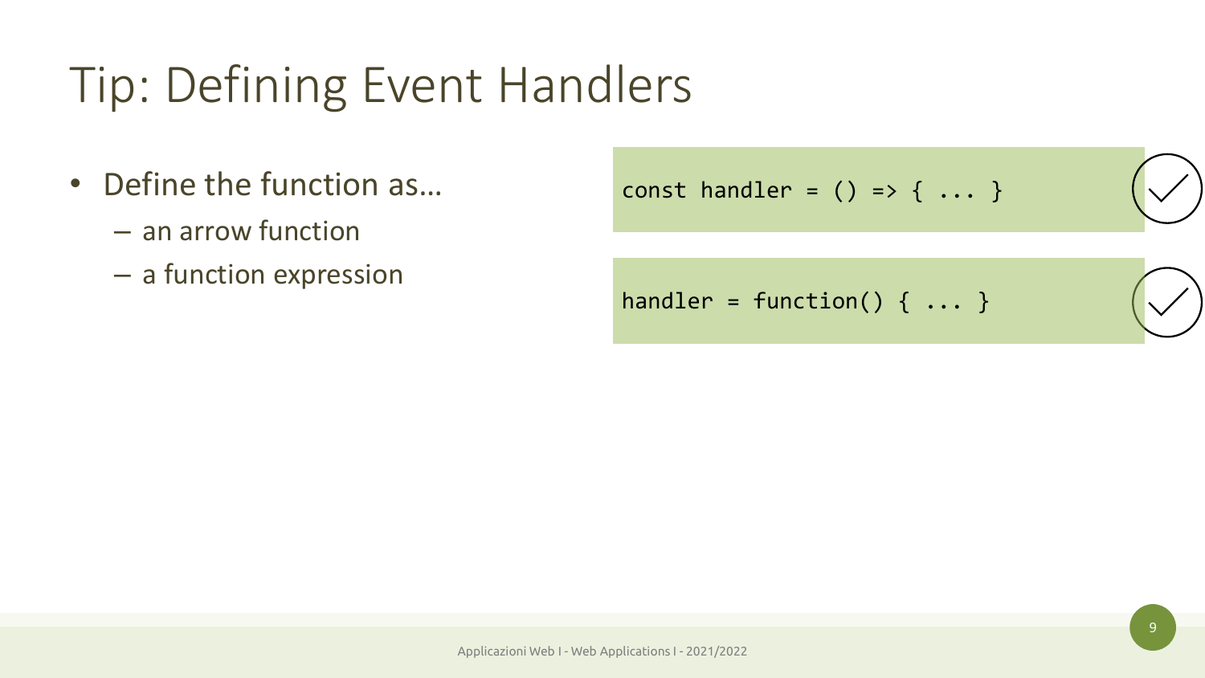# Tip: Defining Event Handlers

- Define the function as…
  - an arrow function
  - a function expression

```
const handler = () => { ... }
```

```
handler = function() { ... }
```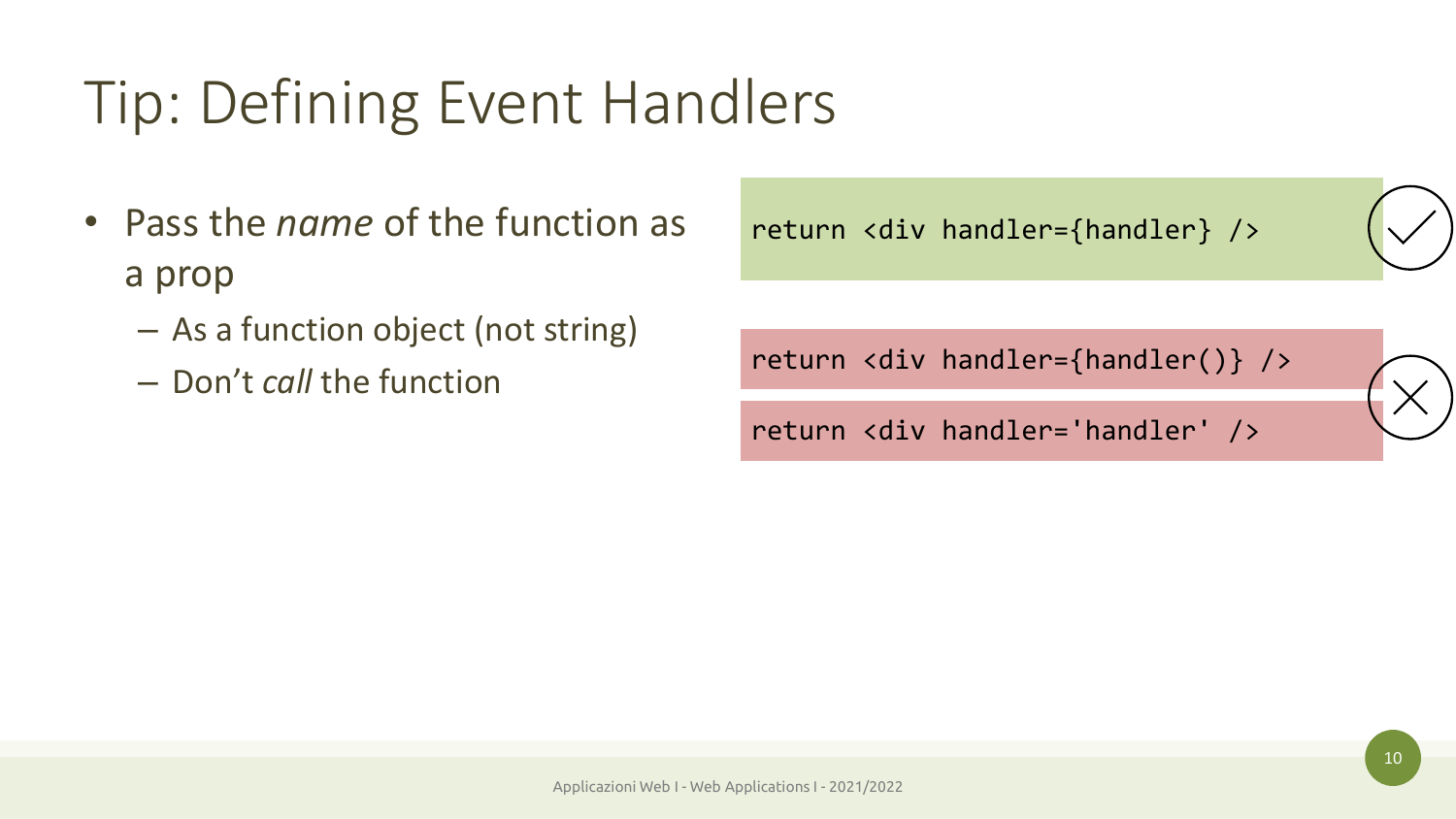# Tip: Defining Event Handlers

- Pass the *name* of the function as a prop
  - As a function object (not string)
  - Don't *call* the function

```
return <div handler={handler} />
```

✓

```
return <div handler={handler()} />
```

```
return <div handler='handler' />
```

✗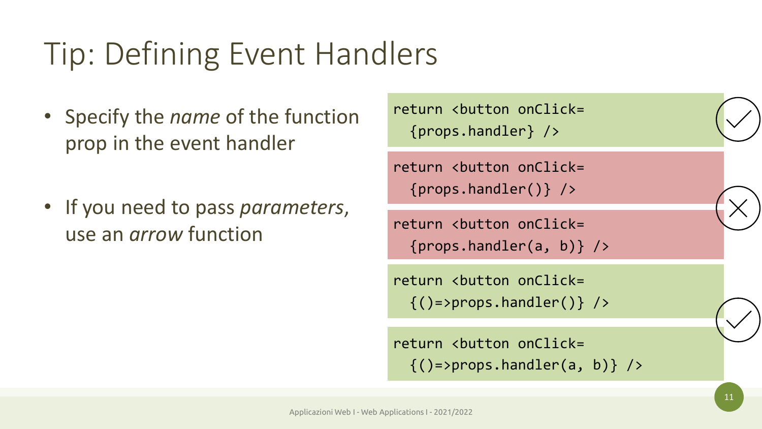# Tip: Defining Event Handlers

- Specify the *name* of the function prop in the event handler
- If you need to pass *parameters*, use an *arrow* function

✓ Correct:

```
return <button onClick=
  {props.handler} />
```

✗ Wrong:

```
return <button onClick=
  {props.handler()} />
```

```
return <button onClick=
  {props.handler(a, b)} />
```

✓ Correct:

```
return <button onClick=
  {()=>props.handler()} />
```

```
return <button onClick=
  {()=>props.handler(a, b)} />
```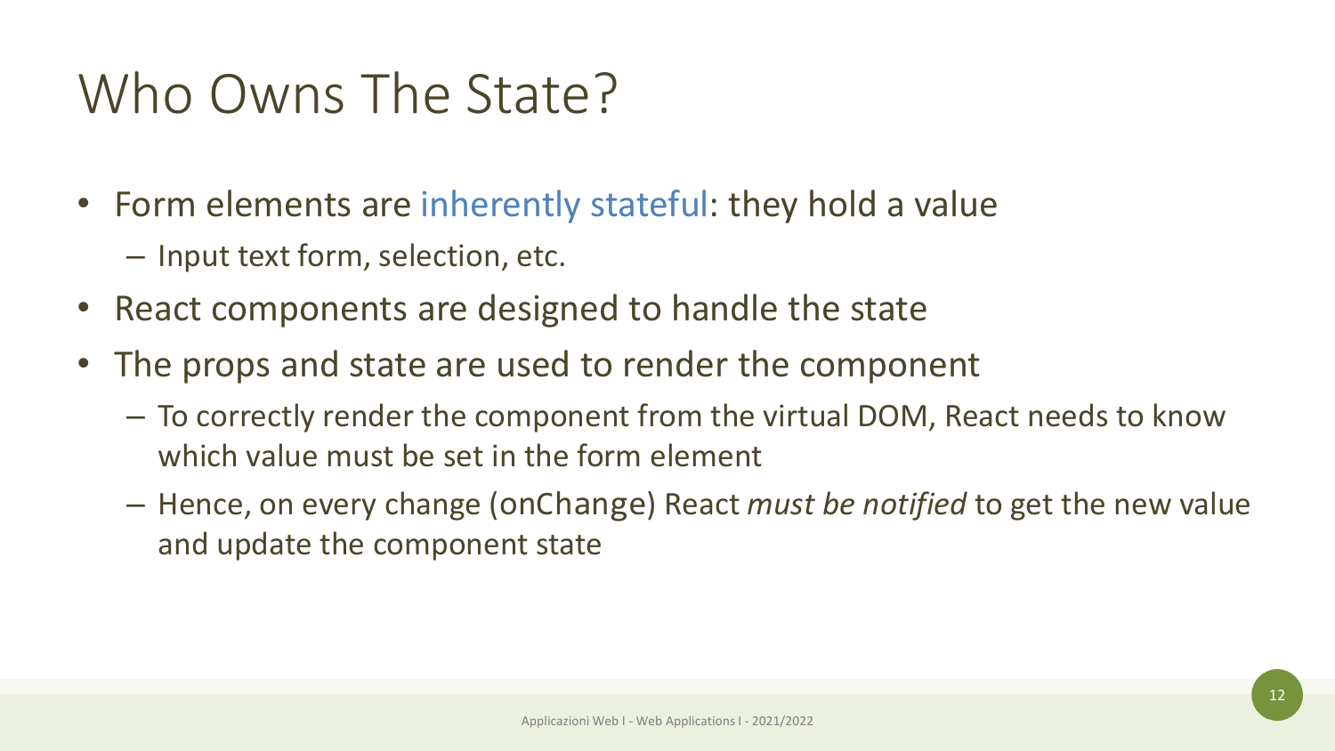# Who Owns The State?

- Form elements are inherently stateful: they hold a value
  - Input text form, selection, etc.
- React components are designed to handle the state
- The props and state are used to render the component
  - To correctly render the component from the virtual DOM, React needs to know which value must be set in the form element
  - Hence, on every change (onChange) React *must be notified* to get the new value and update the component state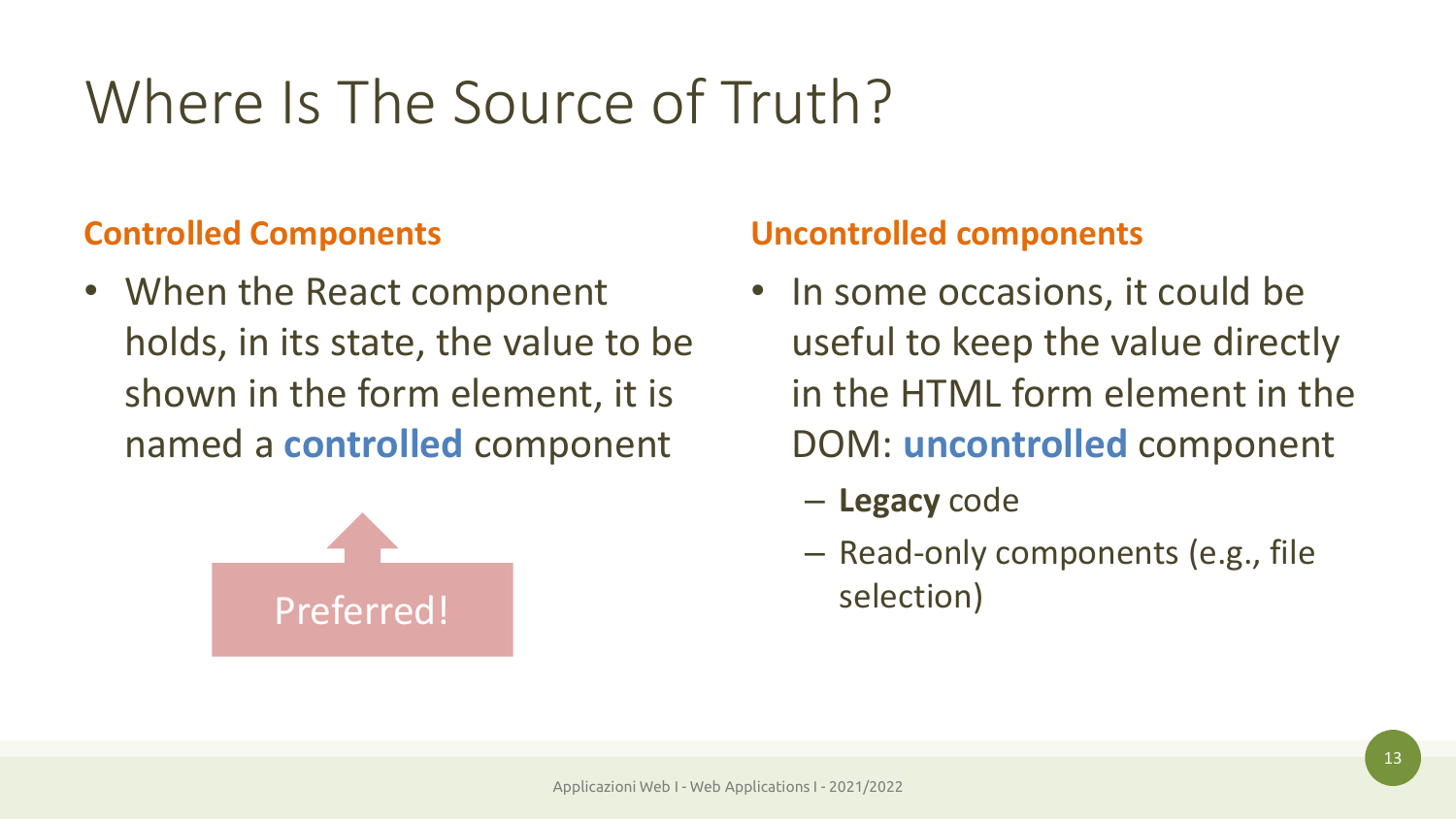# Where Is The Source of Truth?

## Controlled Components

- When the React component holds, in its state, the value to be shown in the form element, it is named a **controlled** component

Preferred!

## Uncontrolled components

- In some occasions, it could be useful to keep the value directly in the HTML form element in the DOM: **uncontrolled** component
  - **Legacy** code
  - Read-only components (e.g., file selection)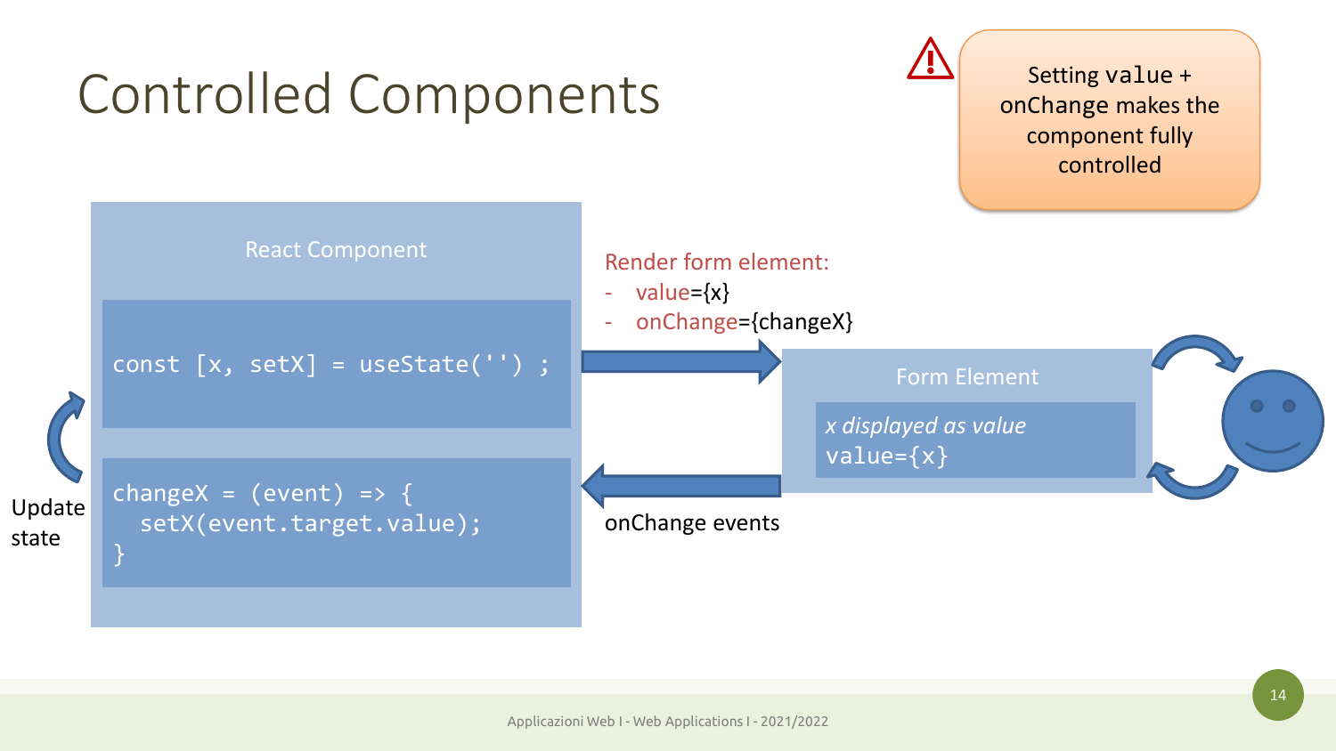# Controlled Components

> ⚠ Setting `value` + onChange makes the component fully controlled

**React Component**

```
const [x, setX] = useState('') ;
```

```
changeX = (event) => {
  setX(event.target.value);
}
```

Update state

Render form element:

- value={x}
- onChange={changeX}

**Form Element**

*x displayed as value*

`value={x}`

onChange events

Applicazioni Web I - Web Applications I - 2021/2022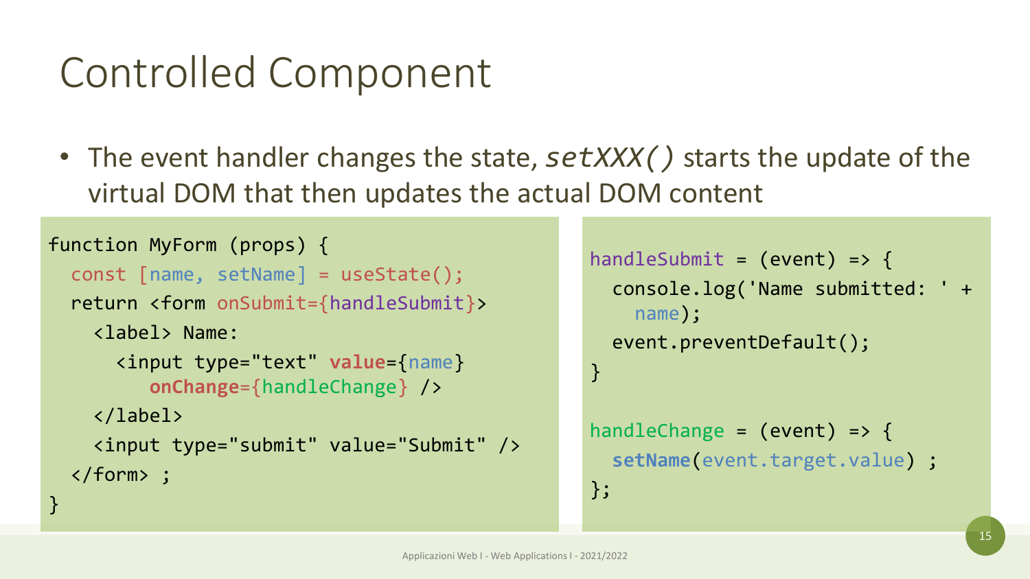# Controlled Component

- The event handler changes the state, *`setXXX()`* starts the update of the virtual DOM that then updates the actual DOM content

```
function MyForm (props) {
  const [name, setName] = useState();
  return <form onSubmit={handleSubmit}>
    <label> Name:
      <input type="text" value={name}
         onChange={handleChange} />
    </label>
    <input type="submit" value="Submit" />
  </form> ;
}
```

```
handleSubmit = (event) => {
  console.log('Name submitted: ' +
    name);
  event.preventDefault();
}

handleChange = (event) => {
  setName(event.target.value) ;
};
```

Applicazioni Web I - Web Applications I - 2021/2022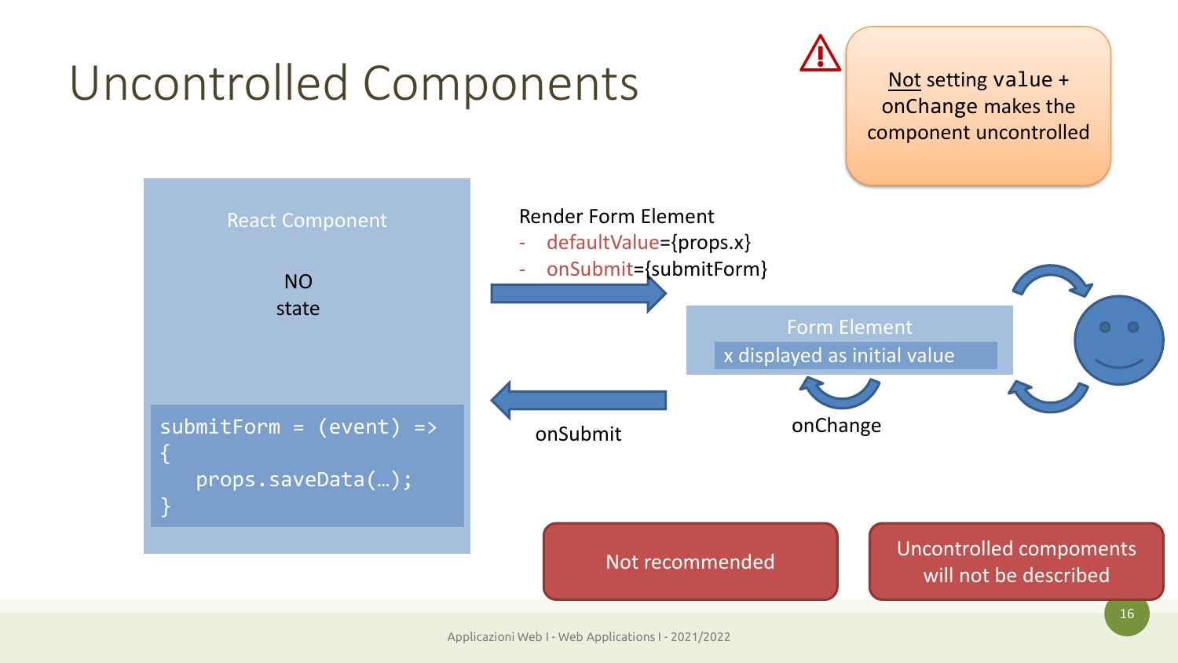# Uncontrolled Components

Not setting value + onChange makes the component uncontrolled

React Component

NO
state

```
submitForm = (event) =>
{
   props.saveData(…);
}
```

Render Form Element
- defaultValue={props.x}
- onSubmit={submitForm}

Form Element

x displayed as initial value

onChange

onSubmit

Not recommended

Uncontrolled components will not be described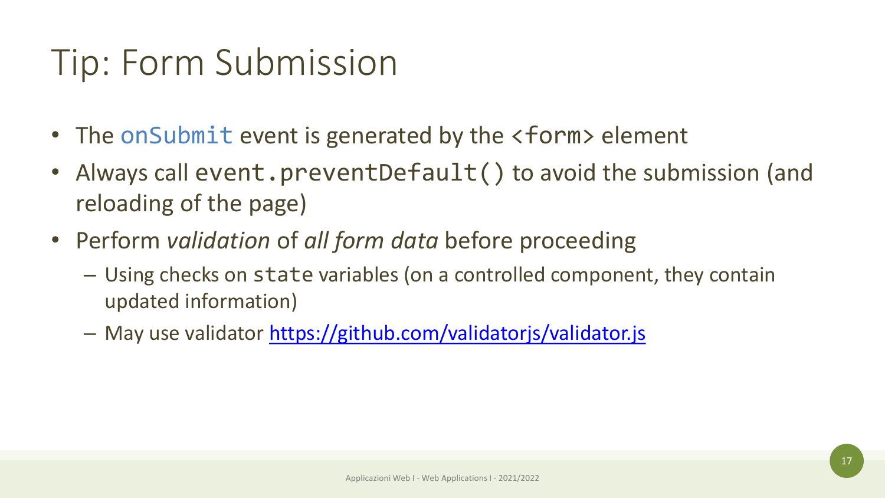# Tip: Form Submission

- The `onSubmit` event is generated by the `<form>` element
- Always call `event.preventDefault()` to avoid the submission (and reloading of the page)
- Perform *validation* of *all form data* before proceeding
  - Using checks on `state` variables (on a controlled component, they contain updated information)
  - May use validator https://github.com/validatorjs/validator.js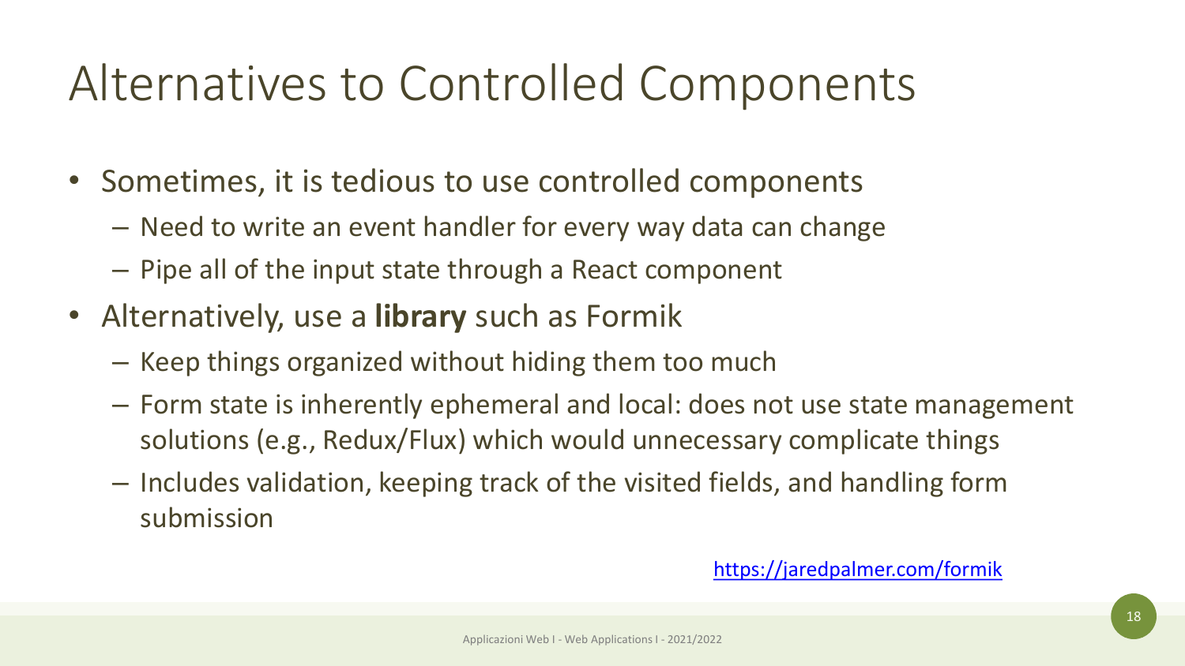# Alternatives to Controlled Components

- Sometimes, it is tedious to use controlled components
  - Need to write an event handler for every way data can change
  - Pipe all of the input state through a React component
- Alternatively, use a **library** such as Formik
  - Keep things organized without hiding them too much
  - Form state is inherently ephemeral and local: does not use state management solutions (e.g., Redux/Flux) which would unnecessary complicate things
  - Includes validation, keeping track of the visited fields, and handling form submission

https://jaredpalmer.com/formik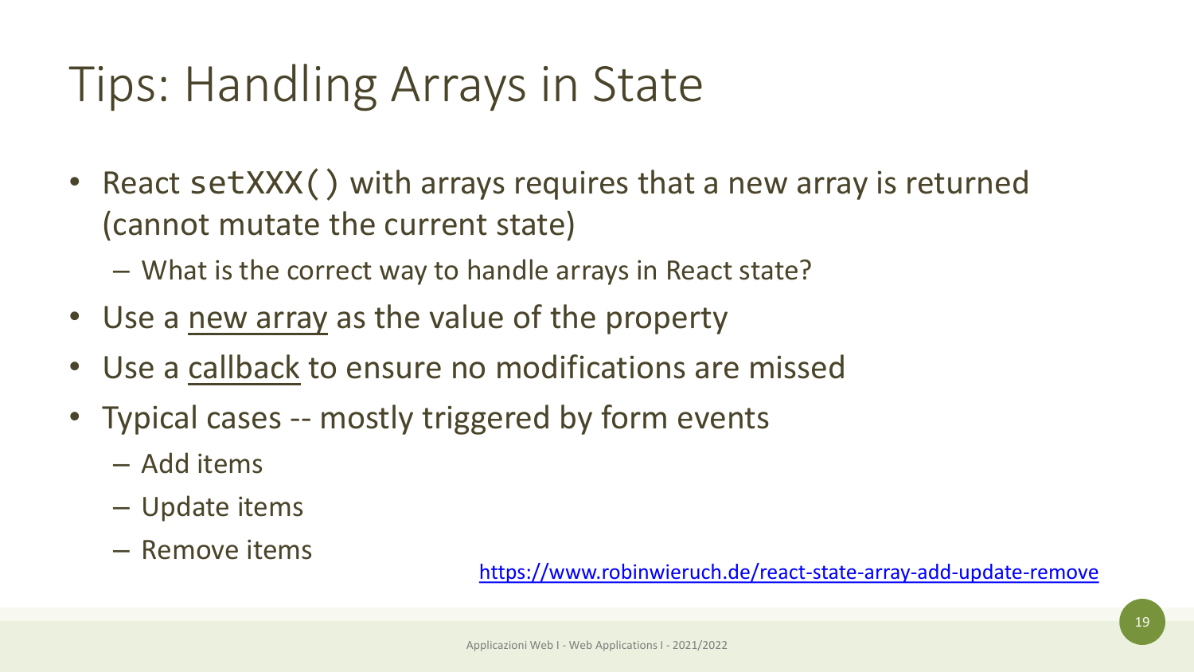# Tips: Handling Arrays in State

- React `setXXX()` with arrays requires that a new array is returned (cannot mutate the current state)
  - What is the correct way to handle arrays in React state?
- Use a new array as the value of the property
- Use a callback to ensure no modifications are missed
- Typical cases -- mostly triggered by form events
  - Add items
  - Update items
  - Remove items

https://www.robinwieruch.de/react-state-array-add-update-remove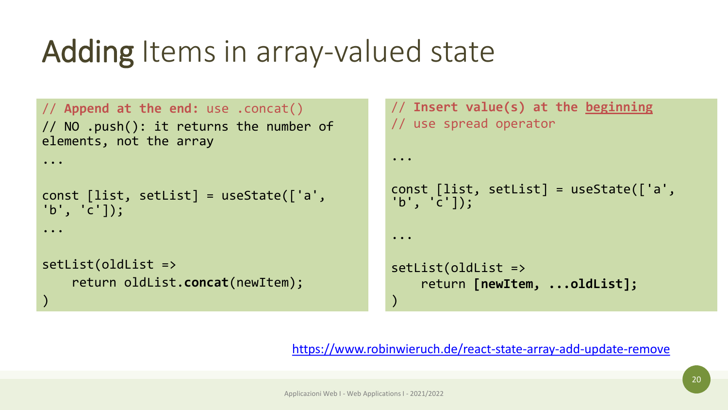# Adding Items in array-valued state

```
// Append at the end: use .concat()
// NO .push(): it returns the number of elements, not the array
...

const [list, setList] = useState(['a', 'b', 'c']);
...

setList(oldList =>
    return oldList.concat(newItem);
)
```

```
// Insert value(s) at the beginning
// use spread operator

...

const [list, setList] = useState(['a', 'b', 'c']);

...

setList(oldList =>
    return [newItem, ...oldList];
)
```

https://www.robinwieruch.de/react-state-array-add-update-remove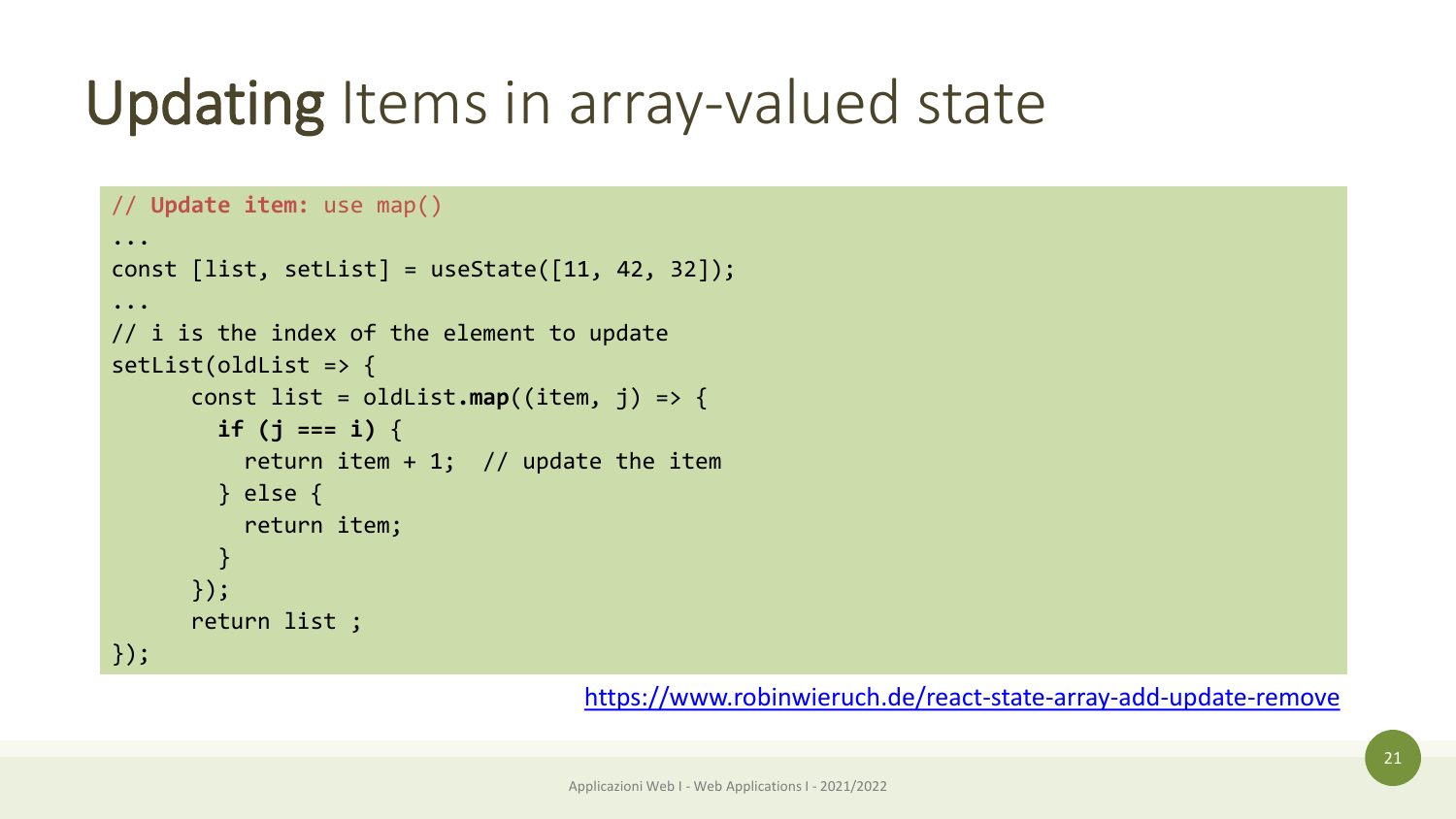# Updating Items in array-valued state

```
// Update item: use map()
...
const [list, setList] = useState([11, 42, 32]);
...
// i is the index of the element to update
setList(oldList => {
      const list = oldList.map((item, j) => {
        if (j === i) {
          return item + 1;  // update the item
        } else {
          return item;
        }
      });
      return list ;
});
```

https://www.robinwieruch.de/react-state-array-add-update-remove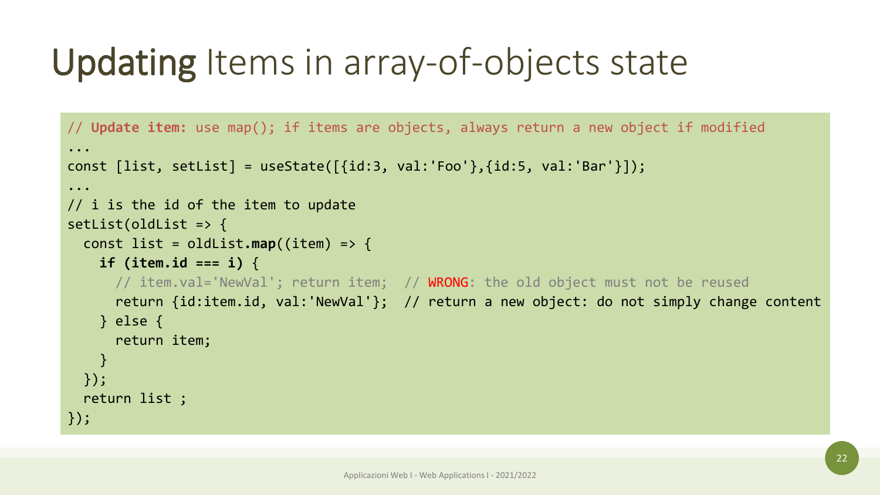# Updating Items in array-of-objects state

```
// Update item: use map(); if items are objects, always return a new object if modified
...
const [list, setList] = useState([{id:3, val:'Foo'},{id:5, val:'Bar'}]);
...
// i is the id of the item to update
setList(oldList => {
  const list = oldList.map((item) => {
    if (item.id === i) {
      // item.val='NewVal'; return item;  // WRONG: the old object must not be reused
      return {id:item.id, val:'NewVal'};  // return a new object: do not simply change content
    } else {
      return item;
    }
  });
  return list ;
});
```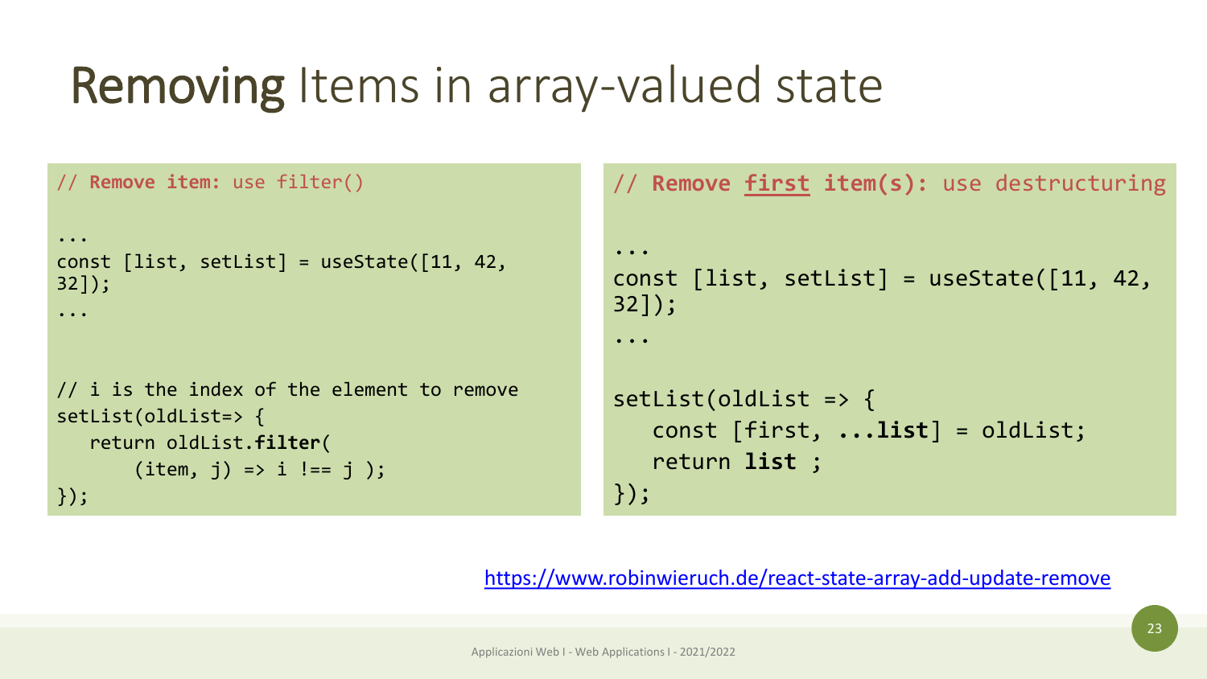# Removing Items in array-valued state

```
// Remove item: use filter()

...
const [list, setList] = useState([11, 42, 32]);
...


// i is the index of the element to remove
setList(oldList=> {
   return oldList.filter(
       (item, j) => i !== j );
});
```

```
// Remove first item(s): use destructuring

...
const [list, setList] = useState([11, 42, 32]);
...

setList(oldList => {
   const [first, ...list] = oldList;
   return list ;
});
```

https://www.robinwieruch.de/react-state-array-add-update-remove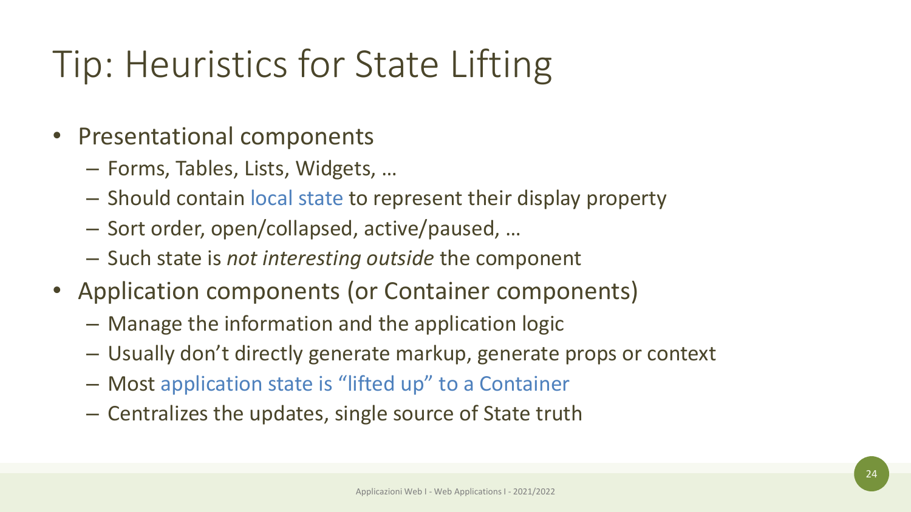# Tip: Heuristics for State Lifting

- Presentational components
  - Forms, Tables, Lists, Widgets, …
  - Should contain local state to represent their display property
  - Sort order, open/collapsed, active/paused, …
  - Such state is *not interesting outside* the component
- Application components (or Container components)
  - Manage the information and the application logic
  - Usually don't directly generate markup, generate props or context
  - Most application state is "lifted up" to a Container
  - Centralizes the updates, single source of State truth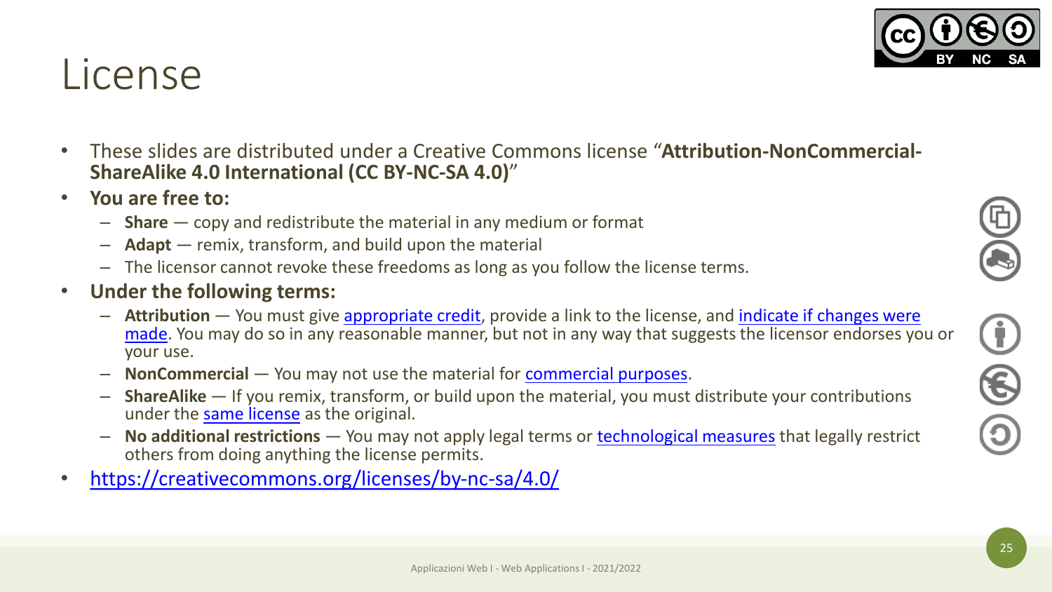# License

- These slides are distributed under a Creative Commons license "**Attribution-NonCommercial-ShareAlike 4.0 International (CC BY-NC-SA 4.0)**"
- **You are free to:**
  - **Share** — copy and redistribute the material in any medium or format
  - **Adapt** — remix, transform, and build upon the material
  - The licensor cannot revoke these freedoms as long as you follow the license terms.
- **Under the following terms:**
  - **Attribution** — You must give appropriate credit, provide a link to the license, and indicate if changes were made. You may do so in any reasonable manner, but not in any way that suggests the licensor endorses you or your use.
  - **NonCommercial** — You may not use the material for commercial purposes.
  - **ShareAlike** — If you remix, transform, or build upon the material, you must distribute your contributions under the same license as the original.
  - **No additional restrictions** — You may not apply legal terms or technological measures that legally restrict others from doing anything the license permits.
- https://creativecommons.org/licenses/by-nc-sa/4.0/